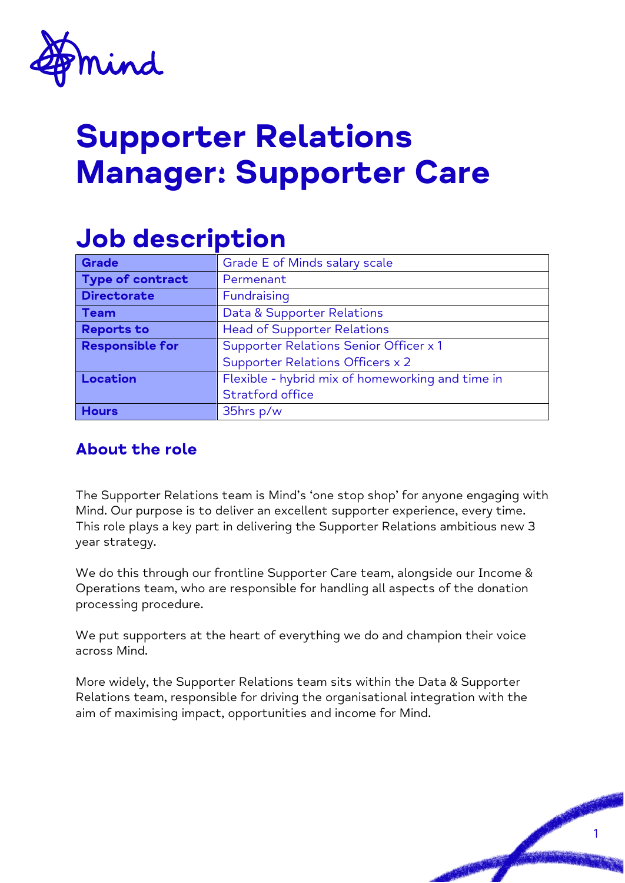# Supporter Relations Manager: Supporter Care

## Job description

| Grade | Grade E of Minds salary scale |
|---|---|
| Type of contract | Permenant |
| Directorate | Fundraising |
| Team | Data & Supporter Relations |
| Reports to | Head of Supporter Relations |
| Responsible for | Supporter Relations Senior Officer x 1<br>Supporter Relations Officers x 2 |
| Location | Flexible - hybrid mix of homeworking and time in Stratford office |
| Hours | 35hrs p/w |

### About the role

The Supporter Relations team is Mind's 'one stop shop' for anyone engaging with Mind. Our purpose is to deliver an excellent supporter experience, every time. This role plays a key part in delivering the Supporter Relations ambitious new 3 year strategy.

We do this through our frontline Supporter Care team, alongside our Income & Operations team, who are responsible for handling all aspects of the donation processing procedure.

We put supporters at the heart of everything we do and champion their voice across Mind.

More widely, the Supporter Relations team sits within the Data & Supporter Relations team, responsible for driving the organisational integration with the aim of maximising impact, opportunities and income for Mind.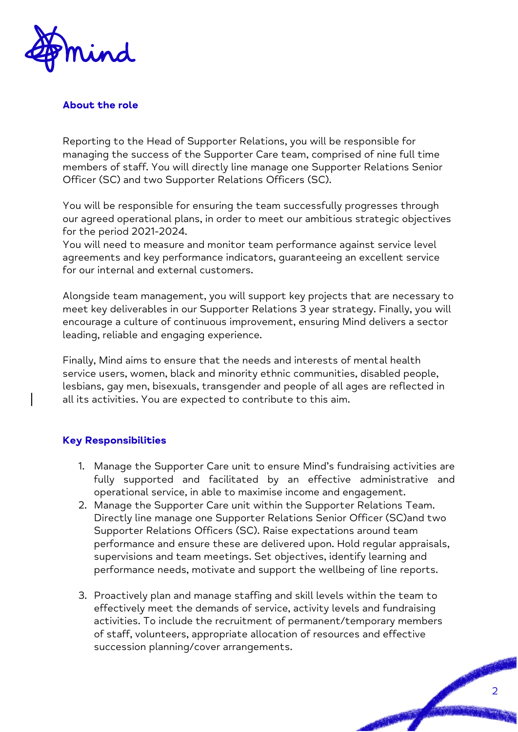## About the role

Reporting to the Head of Supporter Relations, you will be responsible for managing the success of the Supporter Care team, comprised of nine full time members of staff. You will directly line manage one Supporter Relations Senior Officer (SC) and two Supporter Relations Officers (SC).

You will be responsible for ensuring the team successfully progresses through our agreed operational plans, in order to meet our ambitious strategic objectives for the period 2021-2024.
You will need to measure and monitor team performance against service level agreements and key performance indicators, guaranteeing an excellent service for our internal and external customers.

Alongside team management, you will support key projects that are necessary to meet key deliverables in our Supporter Relations 3 year strategy. Finally, you will encourage a culture of continuous improvement, ensuring Mind delivers a sector leading, reliable and engaging experience.

Finally, Mind aims to ensure that the needs and interests of mental health service users, women, black and minority ethnic communities, disabled people, lesbians, gay men, bisexuals, transgender and people of all ages are reflected in all its activities. You are expected to contribute to this aim.

## Key Responsibilities

1. Manage the Supporter Care unit to ensure Mind's fundraising activities are fully supported and facilitated by an effective administrative and operational service, in able to maximise income and engagement.
2. Manage the Supporter Care unit within the Supporter Relations Team. Directly line manage one Supporter Relations Senior Officer (SC)and two Supporter Relations Officers (SC). Raise expectations around team performance and ensure these are delivered upon. Hold regular appraisals, supervisions and team meetings. Set objectives, identify learning and performance needs, motivate and support the wellbeing of line reports.
3. Proactively plan and manage staffing and skill levels within the team to effectively meet the demands of service, activity levels and fundraising activities. To include the recruitment of permanent/temporary members of staff, volunteers, appropriate allocation of resources and effective succession planning/cover arrangements.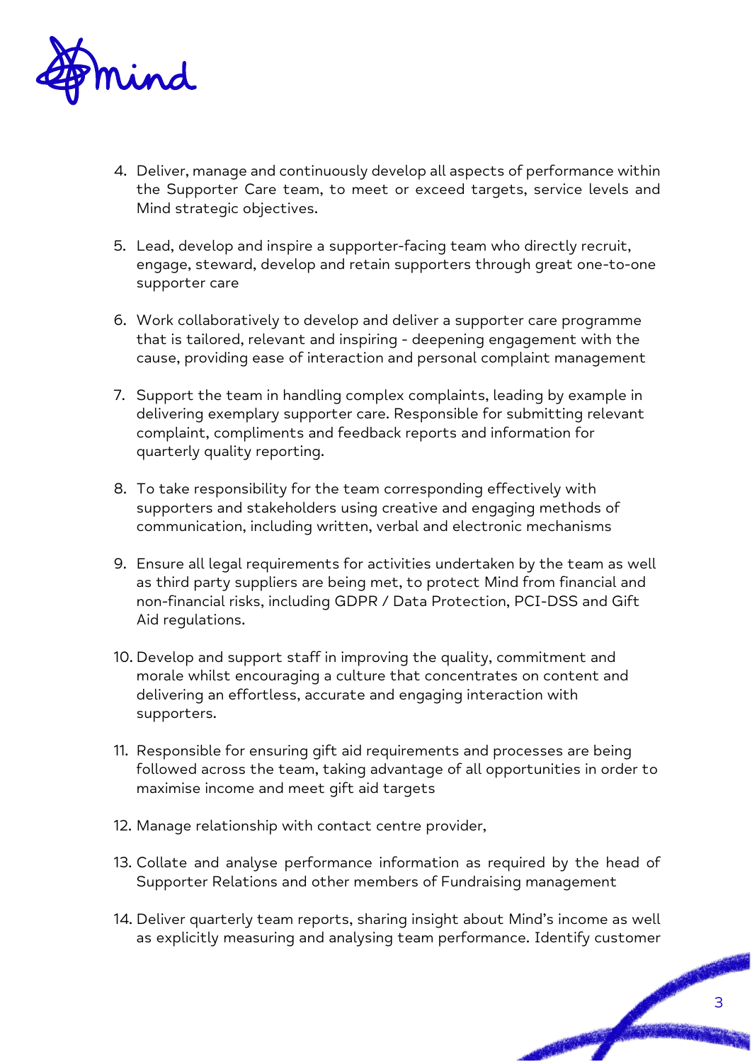4. Deliver, manage and continuously develop all aspects of performance within the Supporter Care team, to meet or exceed targets, service levels and Mind strategic objectives.

5. Lead, develop and inspire a supporter-facing team who directly recruit, engage, steward, develop and retain supporters through great one-to-one supporter care

6. Work collaboratively to develop and deliver a supporter care programme that is tailored, relevant and inspiring - deepening engagement with the cause, providing ease of interaction and personal complaint management

7. Support the team in handling complex complaints, leading by example in delivering exemplary supporter care. Responsible for submitting relevant complaint, compliments and feedback reports and information for quarterly quality reporting.

8. To take responsibility for the team corresponding effectively with supporters and stakeholders using creative and engaging methods of communication, including written, verbal and electronic mechanisms

9. Ensure all legal requirements for activities undertaken by the team as well as third party suppliers are being met, to protect Mind from financial and non-financial risks, including GDPR / Data Protection, PCI-DSS and Gift Aid regulations.

10. Develop and support staff in improving the quality, commitment and morale whilst encouraging a culture that concentrates on content and delivering an effortless, accurate and engaging interaction with supporters.

11. Responsible for ensuring gift aid requirements and processes are being followed across the team, taking advantage of all opportunities in order to maximise income and meet gift aid targets

12. Manage relationship with contact centre provider,

13. Collate and analyse performance information as required by the head of Supporter Relations and other members of Fundraising management

14. Deliver quarterly team reports, sharing insight about Mind's income as well as explicitly measuring and analysing team performance. Identify customer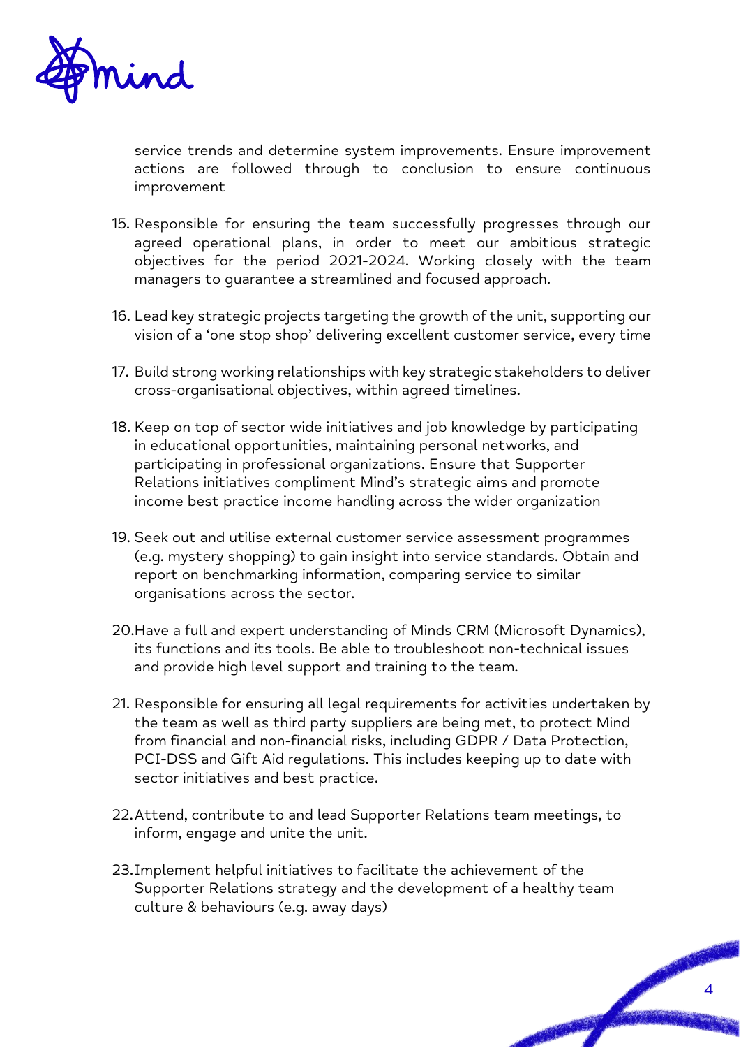service trends and determine system improvements. Ensure improvement actions are followed through to conclusion to ensure continuous improvement

15. Responsible for ensuring the team successfully progresses through our agreed operational plans, in order to meet our ambitious strategic objectives for the period 2021-2024. Working closely with the team managers to guarantee a streamlined and focused approach.

16. Lead key strategic projects targeting the growth of the unit, supporting our vision of a 'one stop shop' delivering excellent customer service, every time

17. Build strong working relationships with key strategic stakeholders to deliver cross-organisational objectives, within agreed timelines.

18. Keep on top of sector wide initiatives and job knowledge by participating in educational opportunities, maintaining personal networks, and participating in professional organizations. Ensure that Supporter Relations initiatives compliment Mind's strategic aims and promote income best practice income handling across the wider organization

19. Seek out and utilise external customer service assessment programmes (e.g. mystery shopping) to gain insight into service standards. Obtain and report on benchmarking information, comparing service to similar organisations across the sector.

20. Have a full and expert understanding of Minds CRM (Microsoft Dynamics), its functions and its tools. Be able to troubleshoot non-technical issues and provide high level support and training to the team.

21. Responsible for ensuring all legal requirements for activities undertaken by the team as well as third party suppliers are being met, to protect Mind from financial and non-financial risks, including GDPR / Data Protection, PCI-DSS and Gift Aid regulations. This includes keeping up to date with sector initiatives and best practice.

22. Attend, contribute to and lead Supporter Relations team meetings, to inform, engage and unite the unit.

23. Implement helpful initiatives to facilitate the achievement of the Supporter Relations strategy and the development of a healthy team culture & behaviours (e.g. away days)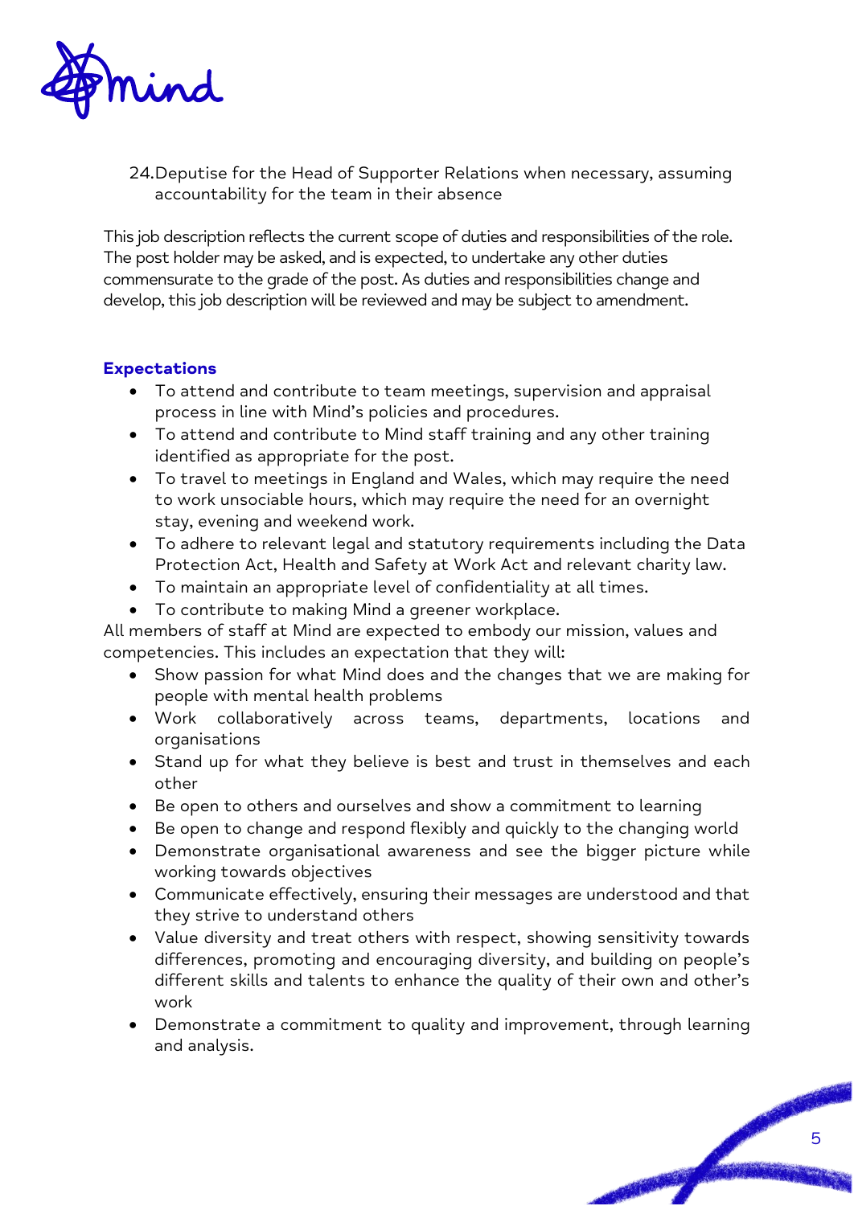24. Deputise for the Head of Supporter Relations when necessary, assuming accountability for the team in their absence

This job description reflects the current scope of duties and responsibilities of the role. The post holder may be asked, and is expected, to undertake any other duties commensurate to the grade of the post. As duties and responsibilities change and develop, this job description will be reviewed and may be subject to amendment.

### Expectations

- To attend and contribute to team meetings, supervision and appraisal process in line with Mind's policies and procedures.
- To attend and contribute to Mind staff training and any other training identified as appropriate for the post.
- To travel to meetings in England and Wales, which may require the need to work unsociable hours, which may require the need for an overnight stay, evening and weekend work.
- To adhere to relevant legal and statutory requirements including the Data Protection Act, Health and Safety at Work Act and relevant charity law.
- To maintain an appropriate level of confidentiality at all times.
- To contribute to making Mind a greener workplace.

All members of staff at Mind are expected to embody our mission, values and competencies. This includes an expectation that they will:

- Show passion for what Mind does and the changes that we are making for people with mental health problems
- Work collaboratively across teams, departments, locations and organisations
- Stand up for what they believe is best and trust in themselves and each other
- Be open to others and ourselves and show a commitment to learning
- Be open to change and respond flexibly and quickly to the changing world
- Demonstrate organisational awareness and see the bigger picture while working towards objectives
- Communicate effectively, ensuring their messages are understood and that they strive to understand others
- Value diversity and treat others with respect, showing sensitivity towards differences, promoting and encouraging diversity, and building on people's different skills and talents to enhance the quality of their own and other's work
- Demonstrate a commitment to quality and improvement, through learning and analysis.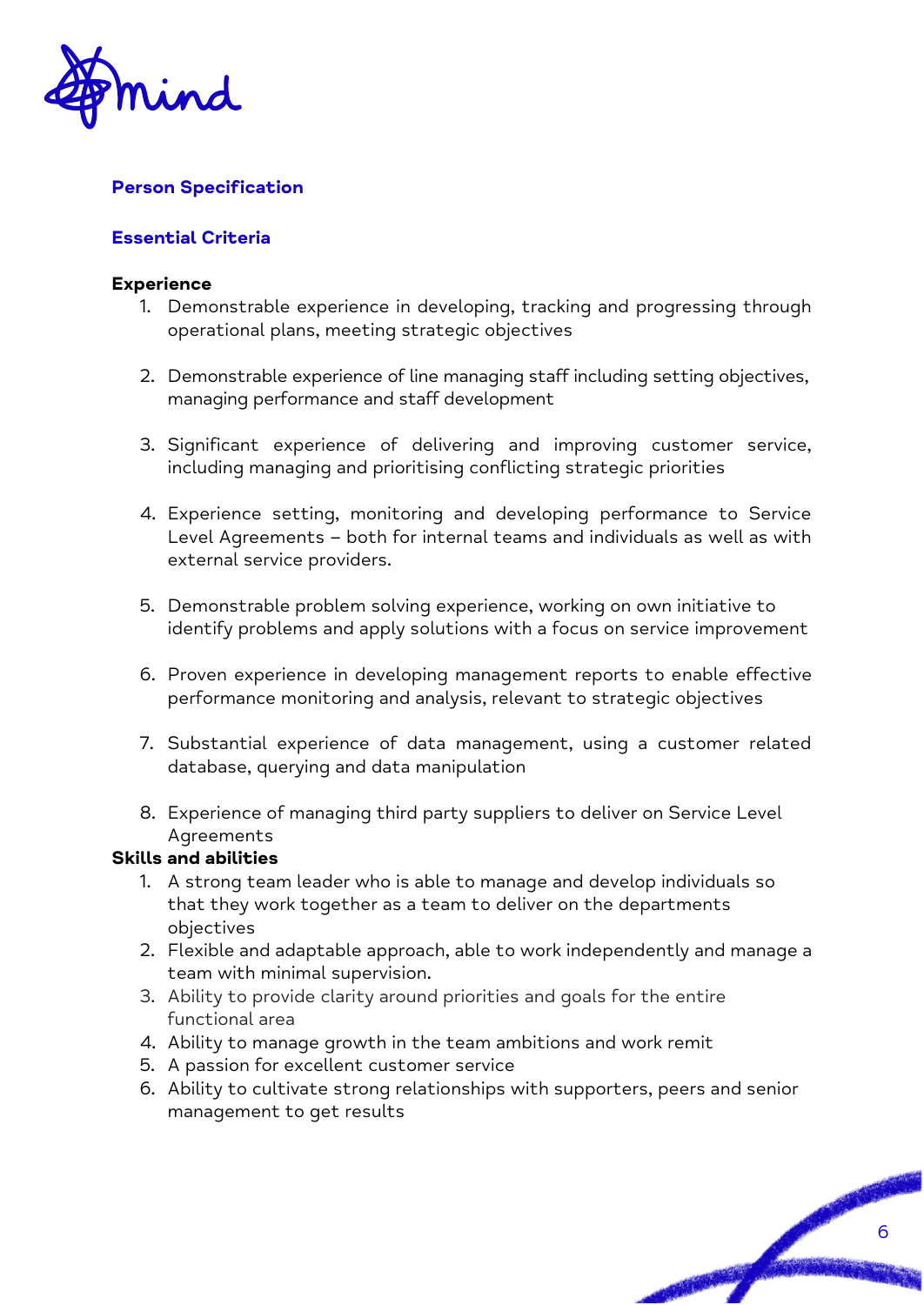## Person Specification

### Essential Criteria

**Experience**

1. Demonstrable experience in developing, tracking and progressing through operational plans, meeting strategic objectives

2. Demonstrable experience of line managing staff including setting objectives, managing performance and staff development

3. Significant experience of delivering and improving customer service, including managing and prioritising conflicting strategic priorities

4. Experience setting, monitoring and developing performance to Service Level Agreements – both for internal teams and individuals as well as with external service providers.

5. Demonstrable problem solving experience, working on own initiative to identify problems and apply solutions with a focus on service improvement

6. Proven experience in developing management reports to enable effective performance monitoring and analysis, relevant to strategic objectives

7. Substantial experience of data management, using a customer related database, querying and data manipulation

8. Experience of managing third party suppliers to deliver on Service Level Agreements

**Skills and abilities**

1. A strong team leader who is able to manage and develop individuals so that they work together as a team to deliver on the departments objectives
2. Flexible and adaptable approach, able to work independently and manage a team with minimal supervision.
3. Ability to provide clarity around priorities and goals for the entire functional area
4. Ability to manage growth in the team ambitions and work remit
5. A passion for excellent customer service
6. Ability to cultivate strong relationships with supporters, peers and senior management to get results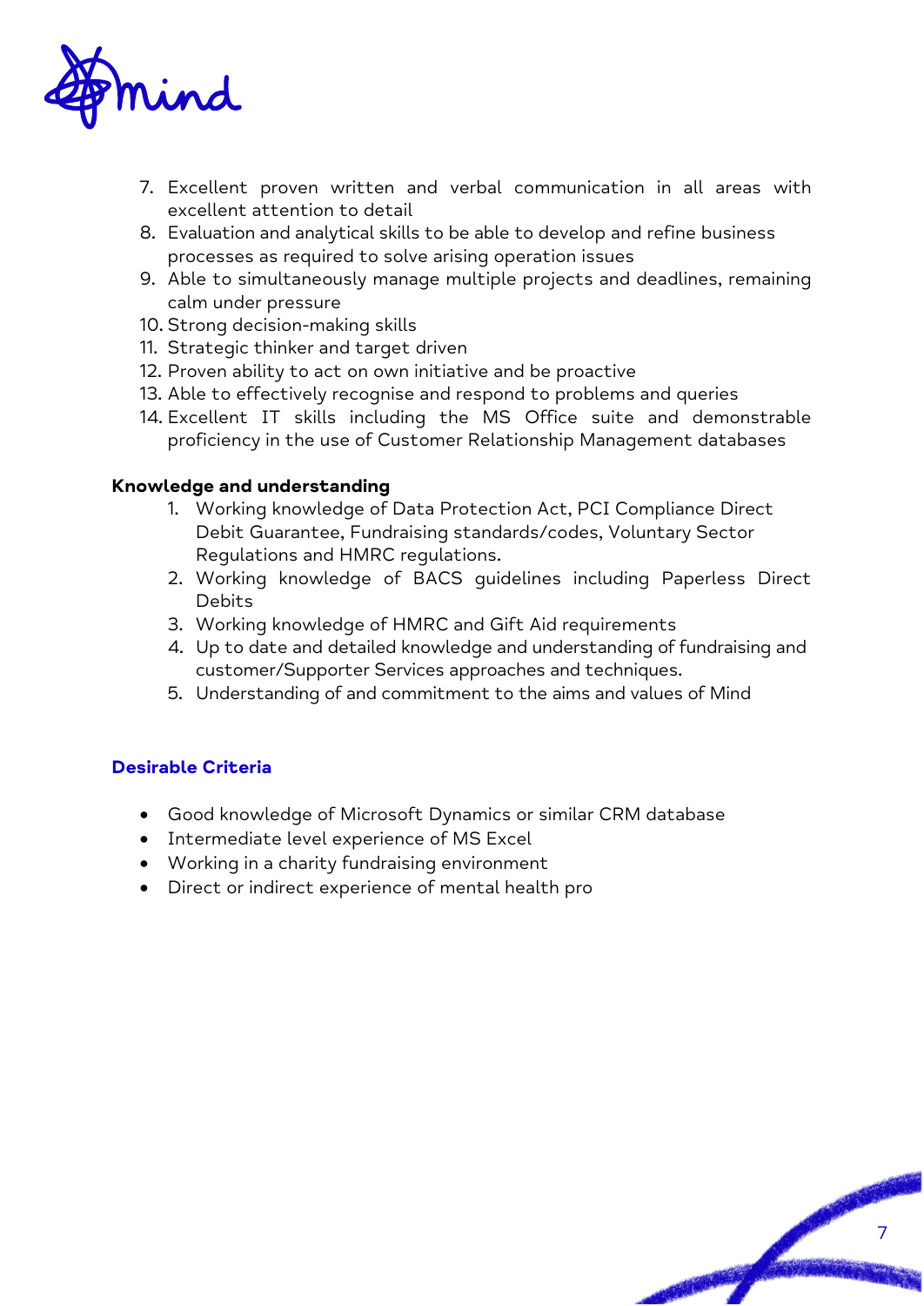7. Excellent proven written and verbal communication in all areas with excellent attention to detail
8. Evaluation and analytical skills to be able to develop and refine business processes as required to solve arising operation issues
9. Able to simultaneously manage multiple projects and deadlines, remaining calm under pressure
10. Strong decision-making skills
11. Strategic thinker and target driven
12. Proven ability to act on own initiative and be proactive
13. Able to effectively recognise and respond to problems and queries
14. Excellent IT skills including the MS Office suite and demonstrable proficiency in the use of Customer Relationship Management databases

**Knowledge and understanding**

1. Working knowledge of Data Protection Act, PCI Compliance Direct Debit Guarantee, Fundraising standards/codes, Voluntary Sector Regulations and HMRC regulations.
2. Working knowledge of BACS guidelines including Paperless Direct Debits
3. Working knowledge of HMRC and Gift Aid requirements
4. Up to date and detailed knowledge and understanding of fundraising and customer/Supporter Services approaches and techniques.
5. Understanding of and commitment to the aims and values of Mind

## Desirable Criteria

- Good knowledge of Microsoft Dynamics or similar CRM database
- Intermediate level experience of MS Excel
- Working in a charity fundraising environment
- Direct or indirect experience of mental health pro